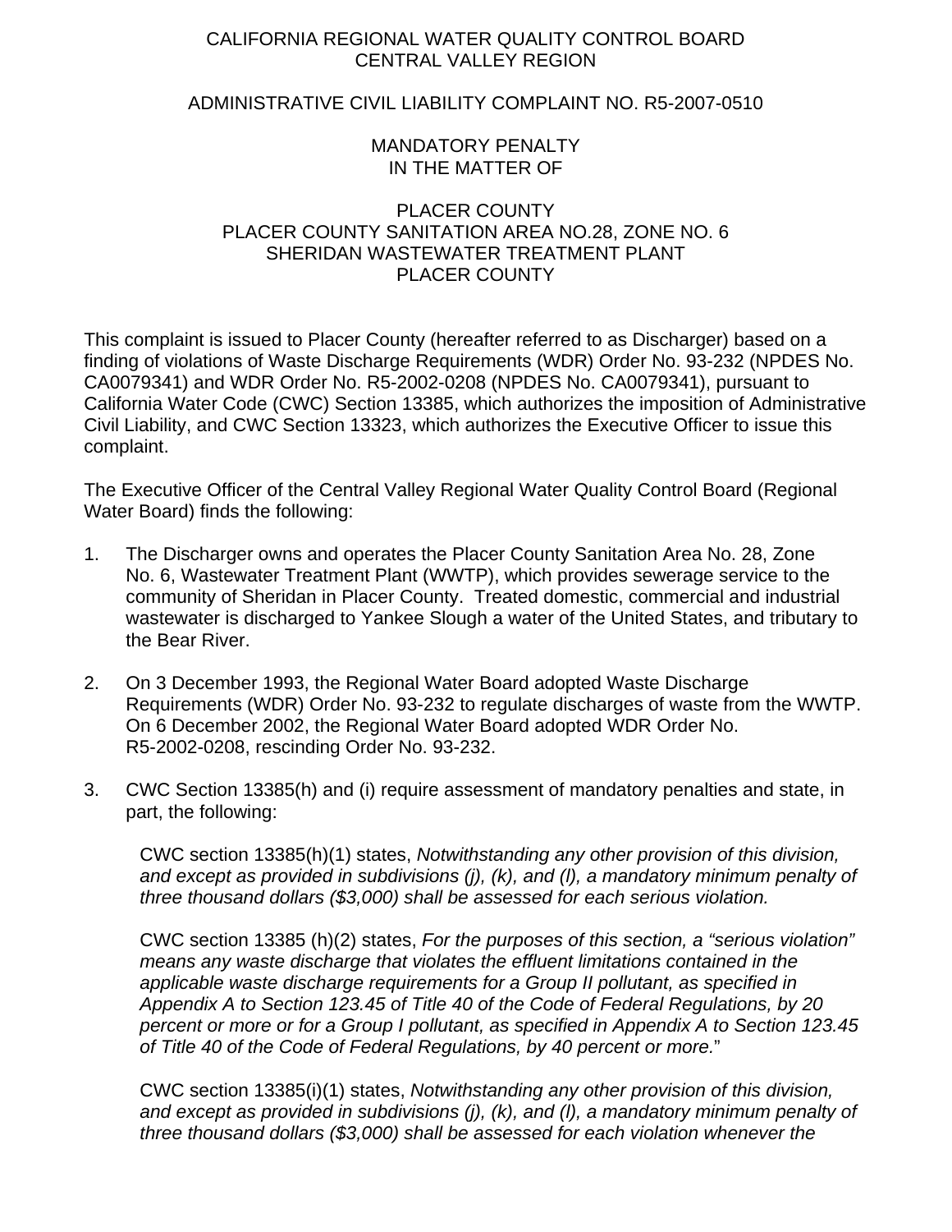# CALIFORNIA REGIONAL WATER QUALITY CONTROL BOARD
# CENTRAL VALLEY REGION

## ADMINISTRATIVE CIVIL LIABILITY COMPLAINT NO. R5-2007-0510

## MANDATORY PENALTY
## IN THE MATTER OF

## PLACER COUNTY
## PLACER COUNTY SANITATION AREA NO.28, ZONE NO. 6
## SHERIDAN WASTEWATER TREATMENT PLANT
## PLACER COUNTY

This complaint is issued to Placer County (hereafter referred to as Discharger) based on a finding of violations of Waste Discharge Requirements (WDR) Order No. 93-232 (NPDES No. CA0079341) and WDR Order No. R5-2002-0208 (NPDES No. CA0079341), pursuant to California Water Code (CWC) Section 13385, which authorizes the imposition of Administrative Civil Liability, and CWC Section 13323, which authorizes the Executive Officer to issue this complaint.

The Executive Officer of the Central Valley Regional Water Quality Control Board (Regional Water Board) finds the following:

1. The Discharger owns and operates the Placer County Sanitation Area No. 28, Zone No. 6, Wastewater Treatment Plant (WWTP), which provides sewerage service to the community of Sheridan in Placer County. Treated domestic, commercial and industrial wastewater is discharged to Yankee Slough a water of the United States, and tributary to the Bear River.

2. On 3 December 1993, the Regional Water Board adopted Waste Discharge Requirements (WDR) Order No. 93-232 to regulate discharges of waste from the WWTP. On 6 December 2002, the Regional Water Board adopted WDR Order No. R5-2002-0208, rescinding Order No. 93-232.

3. CWC Section 13385(h) and (i) require assessment of mandatory penalties and state, in part, the following:

   CWC section 13385(h)(1) states, *Notwithstanding any other provision of this division, and except as provided in subdivisions (j), (k), and (l), a mandatory minimum penalty of three thousand dollars ($3,000) shall be assessed for each serious violation.*

   CWC section 13385 (h)(2) states, *For the purposes of this section, a "serious violation" means any waste discharge that violates the effluent limitations contained in the applicable waste discharge requirements for a Group II pollutant, as specified in Appendix A to Section 123.45 of Title 40 of the Code of Federal Regulations, by 20 percent or more or for a Group I pollutant, as specified in Appendix A to Section 123.45 of Title 40 of the Code of Federal Regulations, by 40 percent or more.*"

   CWC section 13385(i)(1) states, *Notwithstanding any other provision of this division, and except as provided in subdivisions (j), (k), and (l), a mandatory minimum penalty of three thousand dollars ($3,000) shall be assessed for each violation whenever the*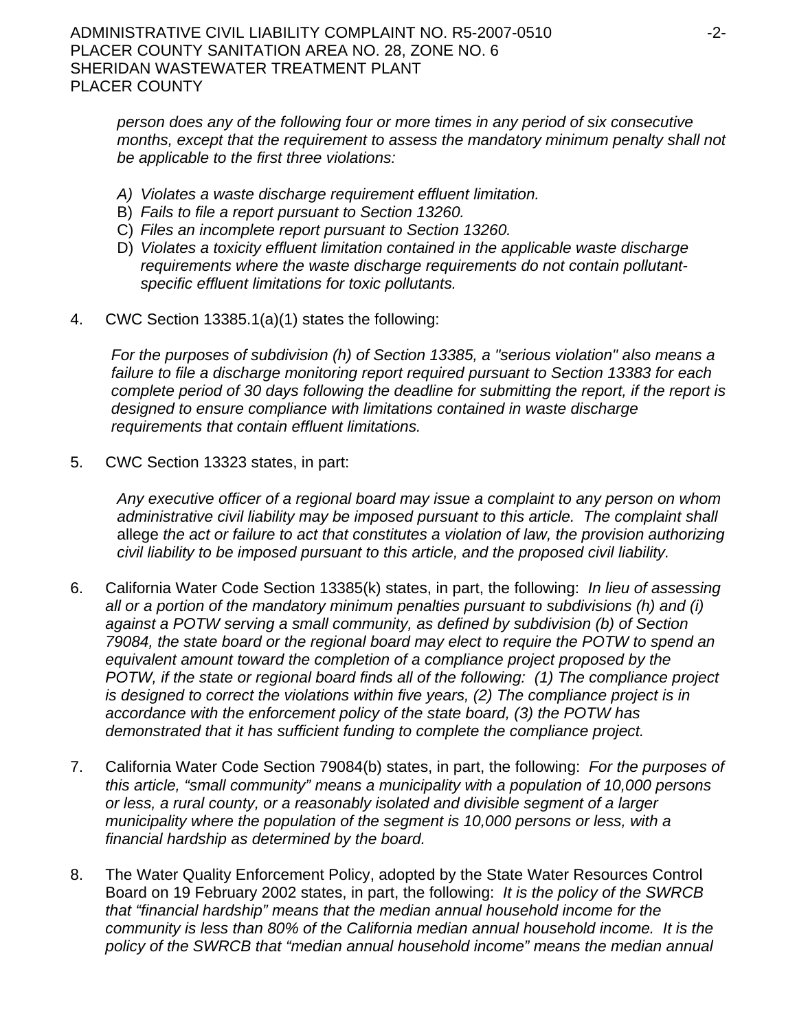*person does any of the following four or more times in any period of six consecutive months, except that the requirement to assess the mandatory minimum penalty shall not be applicable to the first three violations:*

- *A) Violates a waste discharge requirement effluent limitation.*
- *B) Fails to file a report pursuant to Section 13260.*
- *C) Files an incomplete report pursuant to Section 13260.*
- *D) Violates a toxicity effluent limitation contained in the applicable waste discharge requirements where the waste discharge requirements do not contain pollutant-specific effluent limitations for toxic pollutants.*

4. CWC Section 13385.1(a)(1) states the following:

   *For the purposes of subdivision (h) of Section 13385, a "serious violation" also means a failure to file a discharge monitoring report required pursuant to Section 13383 for each complete period of 30 days following the deadline for submitting the report, if the report is designed to ensure compliance with limitations contained in waste discharge requirements that contain effluent limitations.*

5. CWC Section 13323 states, in part:

   *Any executive officer of a regional board may issue a complaint to any person on whom administrative civil liability may be imposed pursuant to this article. The complaint shall* allege *the act or failure to act that constitutes a violation of law, the provision authorizing civil liability to be imposed pursuant to this article, and the proposed civil liability.*

6. California Water Code Section 13385(k) states, in part, the following: *In lieu of assessing all or a portion of the mandatory minimum penalties pursuant to subdivisions (h) and (i) against a POTW serving a small community, as defined by subdivision (b) of Section 79084, the state board or the regional board may elect to require the POTW to spend an equivalent amount toward the completion of a compliance project proposed by the POTW, if the state or regional board finds all of the following: (1) The compliance project is designed to correct the violations within five years, (2) The compliance project is in accordance with the enforcement policy of the state board, (3) the POTW has demonstrated that it has sufficient funding to complete the compliance project.*

7. California Water Code Section 79084(b) states, in part, the following: *For the purposes of this article, "small community" means a municipality with a population of 10,000 persons or less, a rural county, or a reasonably isolated and divisible segment of a larger municipality where the population of the segment is 10,000 persons or less, with a financial hardship as determined by the board.*

8. The Water Quality Enforcement Policy, adopted by the State Water Resources Control Board on 19 February 2002 states, in part, the following: *It is the policy of the SWRCB that "financial hardship" means that the median annual household income for the community is less than 80% of the California median annual household income. It is the policy of the SWRCB that "median annual household income" means the median annual*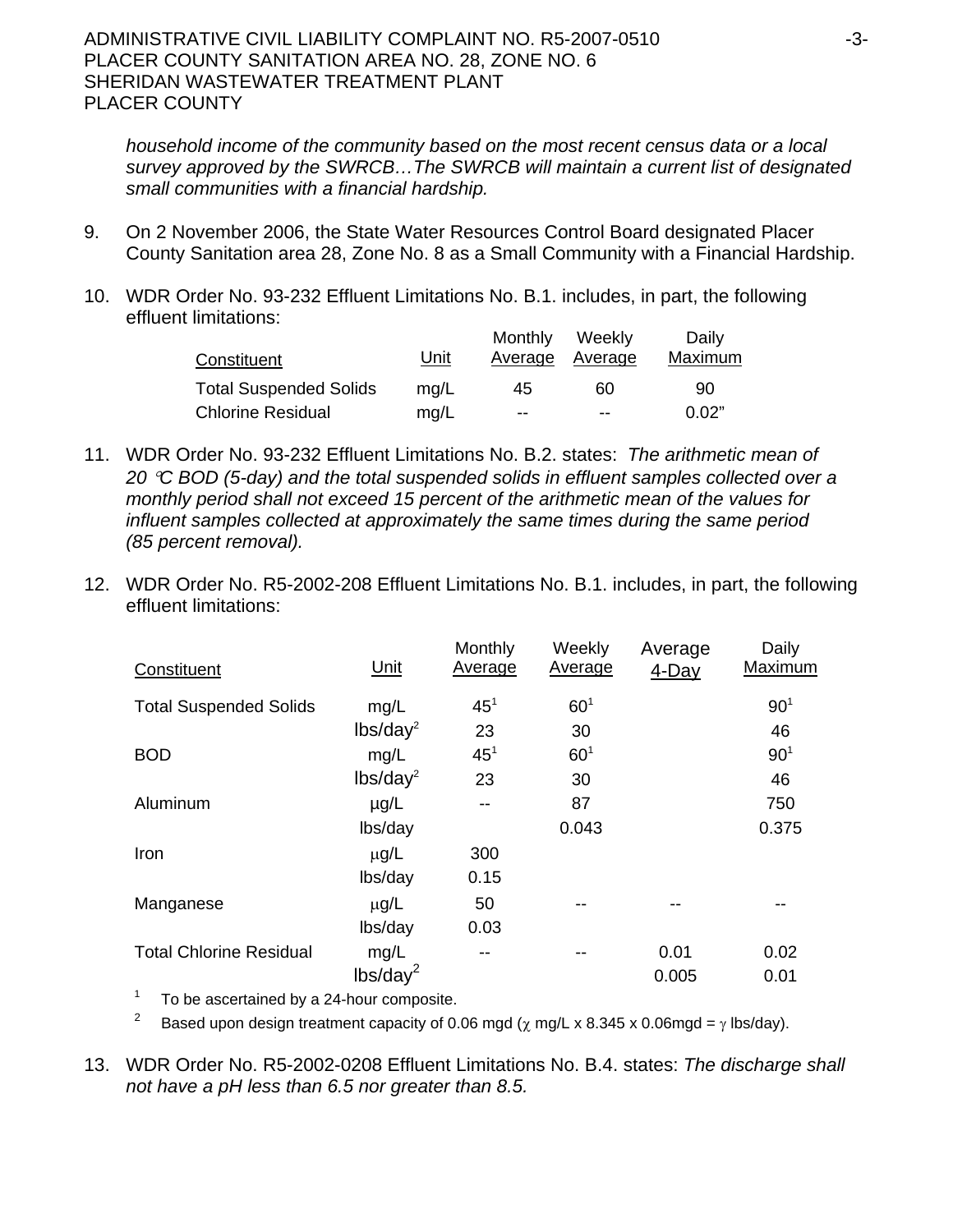*household income of the community based on the most recent census data or a local survey approved by the SWRCB…The SWRCB will maintain a current list of designated small communities with a financial hardship.*

9. On 2 November 2006, the State Water Resources Control Board designated Placer County Sanitation area 28, Zone No. 8 as a Small Community with a Financial Hardship.

10. WDR Order No. 93-232 Effluent Limitations No. B.1. includes, in part, the following effluent limitations:

| Constituent | Unit | Monthly Average | Weekly Average | Daily Maximum |
|---|---|---|---|---|
| Total Suspended Solids | mg/L | 45 | 60 | 90 |
| Chlorine Residual | mg/L | -- | -- | 0.02" |

11. WDR Order No. 93-232 Effluent Limitations No. B.2. states: *The arithmetic mean of 20 °C BOD (5-day) and the total suspended solids in effluent samples collected over a monthly period shall not exceed 15 percent of the arithmetic mean of the values for influent samples collected at approximately the same times during the same period (85 percent removal).*

12. WDR Order No. R5-2002-208 Effluent Limitations No. B.1. includes, in part, the following effluent limitations:

| Constituent | Unit | Monthly Average | Weekly Average | Average 4-Day | Daily Maximum |
|---|---|---|---|---|---|
| Total Suspended Solids | mg/L | 45[1] | 60[1] | | 90[1] |
| | lbs/day[2] | 23 | 30 | | 46 |
| BOD | mg/L | 45[1] | 60[1] | | 90[1] |
| | lbs/day[2] | 23 | 30 | | 46 |
| Aluminum | µg/L | -- | 87 | | 750 |
| | lbs/day | | 0.043 | | 0.375 |
| Iron | µg/L | 300 | | | |
| | lbs/day | 0.15 | | | |
| Manganese | µg/L | 50 | -- | -- | -- |
| | lbs/day | 0.03 | | | |
| Total Chlorine Residual | mg/L | -- | -- | 0.01 | 0.02 |
| | lbs/day[2] | | | 0.005 | 0.01 |

[1] To be ascertained by a 24-hour composite.

[2] Based upon design treatment capacity of 0.06 mgd ($\chi$ mg/L x 8.345 x 0.06mgd = $\gamma$ lbs/day).

13. WDR Order No. R5-2002-0208 Effluent Limitations No. B.4. states: *The discharge shall not have a pH less than 6.5 nor greater than 8.5.*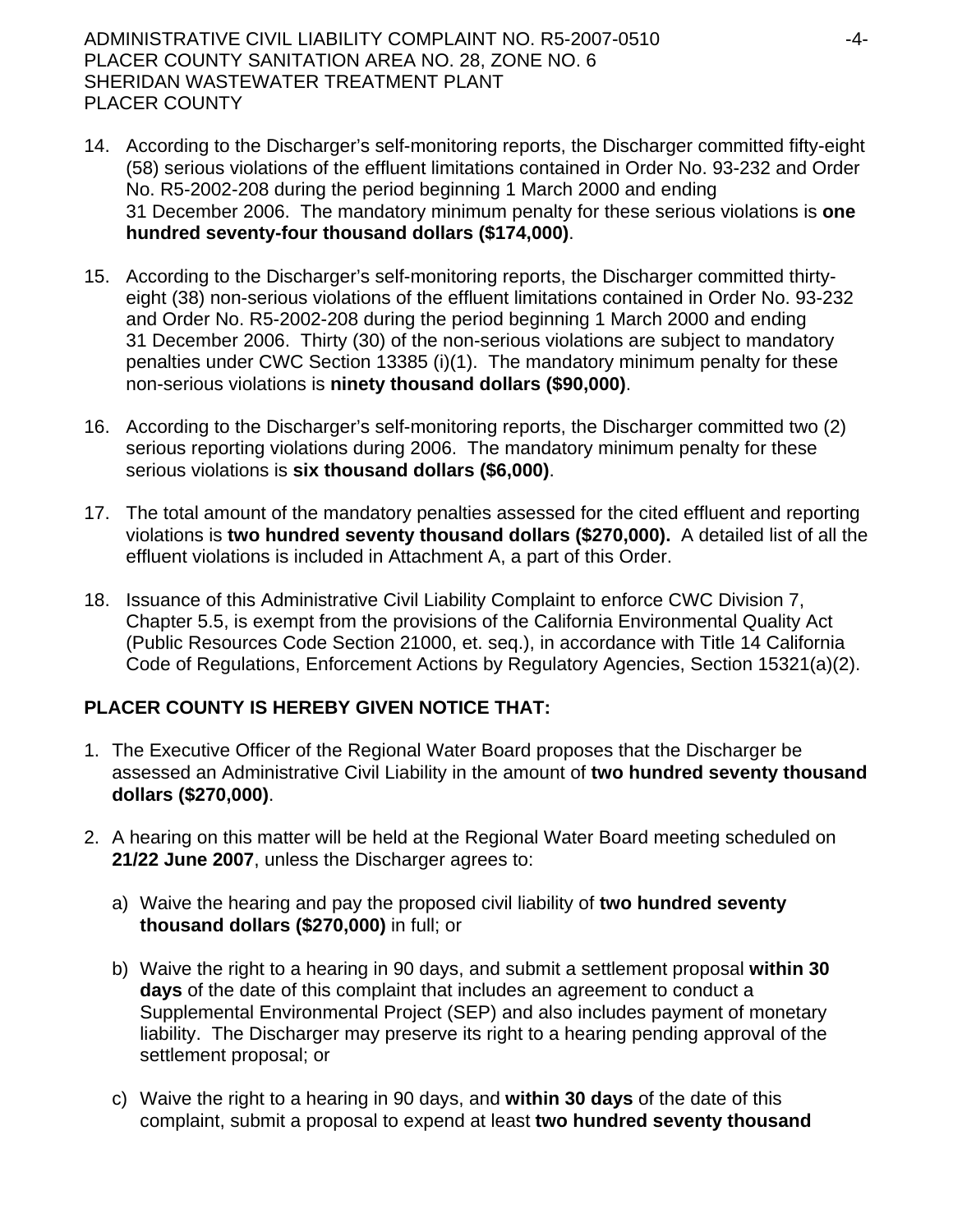14. According to the Discharger's self-monitoring reports, the Discharger committed fifty-eight (58) serious violations of the effluent limitations contained in Order No. 93-232 and Order No. R5-2002-208 during the period beginning 1 March 2000 and ending 31 December 2006. The mandatory minimum penalty for these serious violations is **one hundred seventy-four thousand dollars ($174,000)**.

15. According to the Discharger's self-monitoring reports, the Discharger committed thirty-eight (38) non-serious violations of the effluent limitations contained in Order No. 93-232 and Order No. R5-2002-208 during the period beginning 1 March 2000 and ending 31 December 2006. Thirty (30) of the non-serious violations are subject to mandatory penalties under CWC Section 13385 (i)(1). The mandatory minimum penalty for these non-serious violations is **ninety thousand dollars ($90,000)**.

16. According to the Discharger's self-monitoring reports, the Discharger committed two (2) serious reporting violations during 2006. The mandatory minimum penalty for these serious violations is **six thousand dollars ($6,000)**.

17. The total amount of the mandatory penalties assessed for the cited effluent and reporting violations is **two hundred seventy thousand dollars ($270,000).** A detailed list of all the effluent violations is included in Attachment A, a part of this Order.

18. Issuance of this Administrative Civil Liability Complaint to enforce CWC Division 7, Chapter 5.5, is exempt from the provisions of the California Environmental Quality Act (Public Resources Code Section 21000, et. seq.), in accordance with Title 14 California Code of Regulations, Enforcement Actions by Regulatory Agencies, Section 15321(a)(2).

**PLACER COUNTY IS HEREBY GIVEN NOTICE THAT:**

1. The Executive Officer of the Regional Water Board proposes that the Discharger be assessed an Administrative Civil Liability in the amount of **two hundred seventy thousand dollars ($270,000)**.

2. A hearing on this matter will be held at the Regional Water Board meeting scheduled on **21/22 June 2007**, unless the Discharger agrees to:

   a) Waive the hearing and pay the proposed civil liability of **two hundred seventy thousand dollars ($270,000)** in full; or

   b) Waive the right to a hearing in 90 days, and submit a settlement proposal **within 30 days** of the date of this complaint that includes an agreement to conduct a Supplemental Environmental Project (SEP) and also includes payment of monetary liability. The Discharger may preserve its right to a hearing pending approval of the settlement proposal; or

   c) Waive the right to a hearing in 90 days, and **within 30 days** of the date of this complaint, submit a proposal to expend at least **two hundred seventy thousand**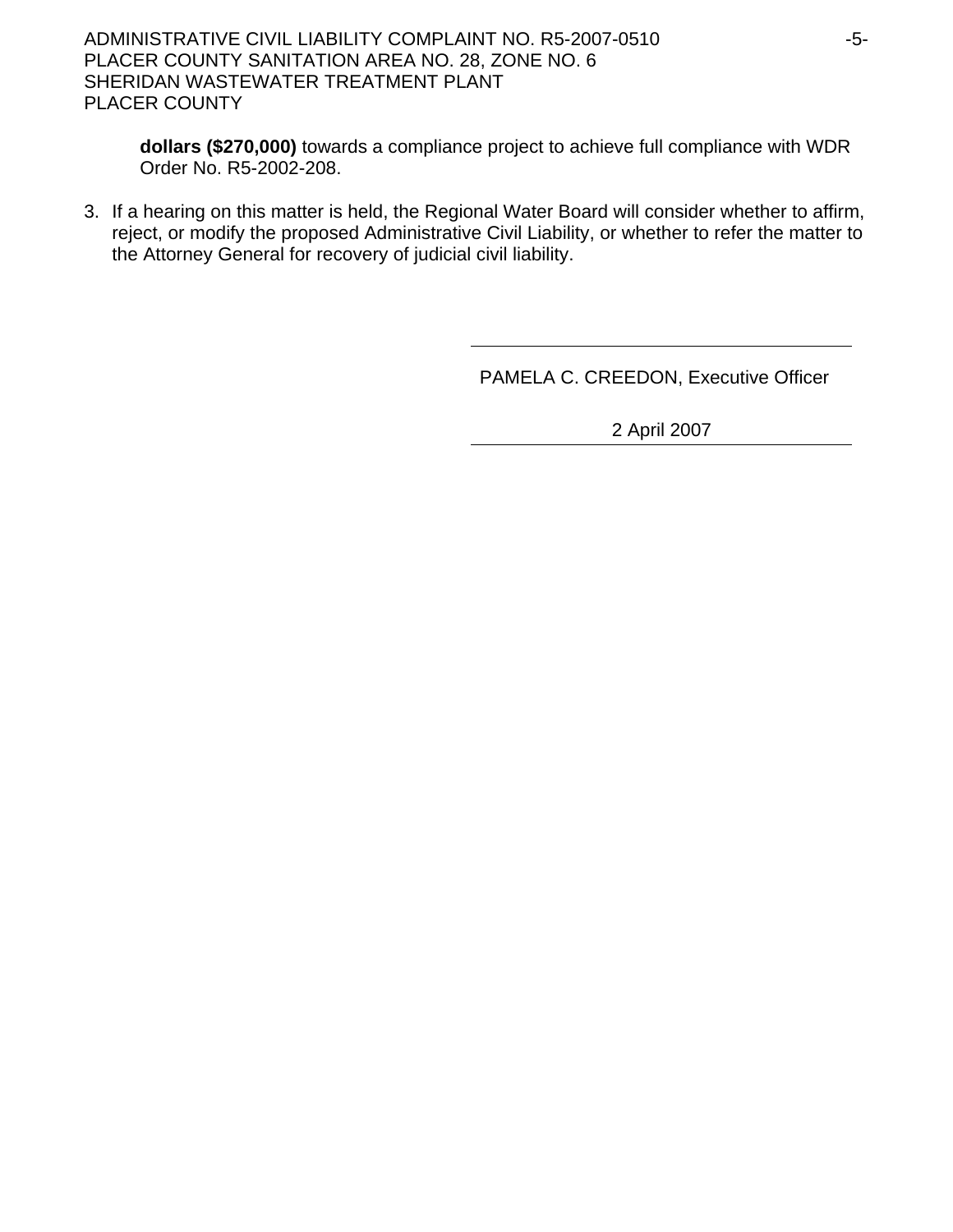**dollars ($270,000)** towards a compliance project to achieve full compliance with WDR Order No. R5-2002-208.

3. If a hearing on this matter is held, the Regional Water Board will consider whether to affirm, reject, or modify the proposed Administrative Civil Liability, or whether to refer the matter to the Attorney General for recovery of judicial civil liability.

PAMELA C. CREEDON, Executive Officer

2 April 2007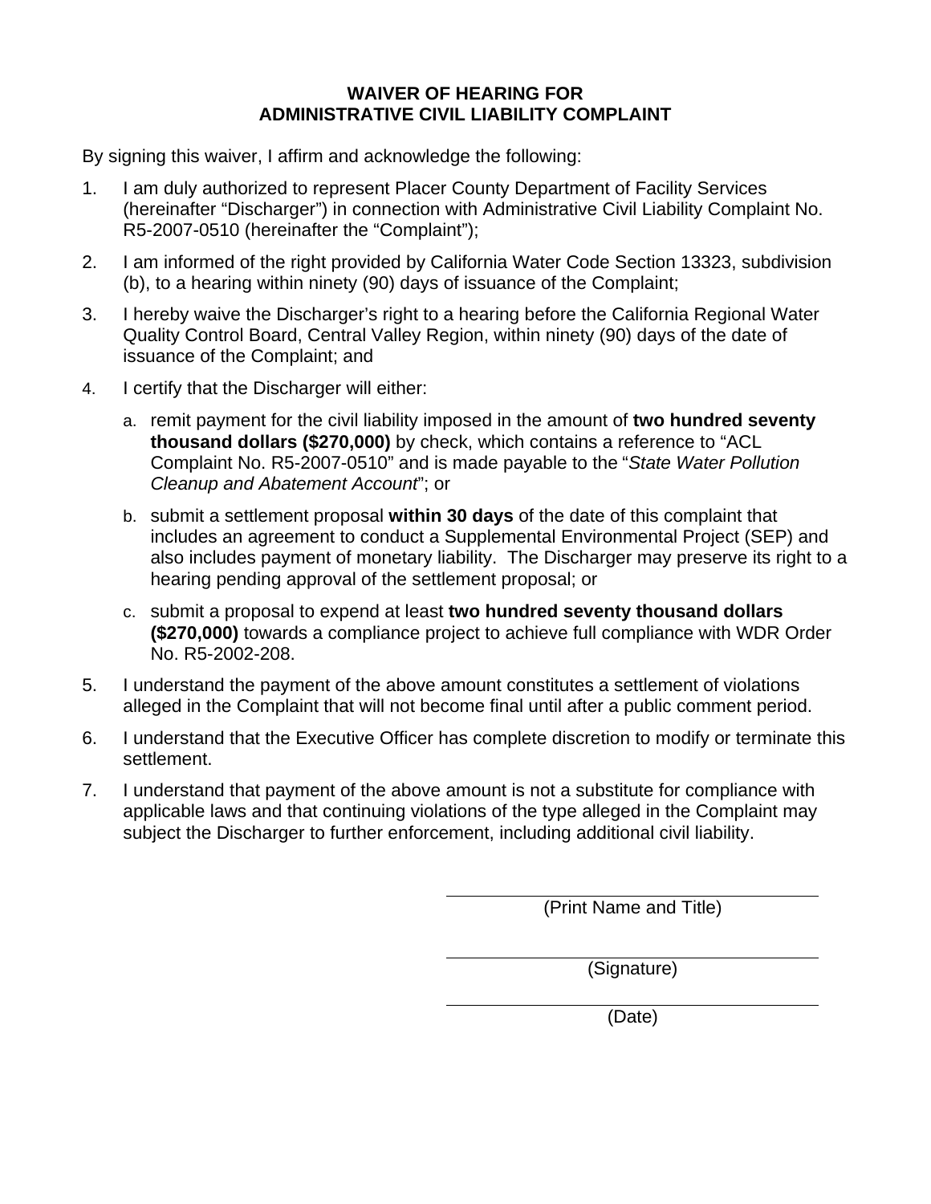# WAIVER OF HEARING FOR ADMINISTRATIVE CIVIL LIABILITY COMPLAINT

By signing this waiver, I affirm and acknowledge the following:

1. I am duly authorized to represent Placer County Department of Facility Services (hereinafter "Discharger") in connection with Administrative Civil Liability Complaint No. R5-2007-0510 (hereinafter the "Complaint");
2. I am informed of the right provided by California Water Code Section 13323, subdivision (b), to a hearing within ninety (90) days of issuance of the Complaint;
3. I hereby waive the Discharger's right to a hearing before the California Regional Water Quality Control Board, Central Valley Region, within ninety (90) days of the date of issuance of the Complaint; and
4. I certify that the Discharger will either:
   a. remit payment for the civil liability imposed in the amount of **two hundred seventy thousand dollars ($270,000)** by check, which contains a reference to "ACL Complaint No. R5-2007-0510" and is made payable to the "*State Water Pollution Cleanup and Abatement Account*"; or
   b. submit a settlement proposal **within 30 days** of the date of this complaint that includes an agreement to conduct a Supplemental Environmental Project (SEP) and also includes payment of monetary liability. The Discharger may preserve its right to a hearing pending approval of the settlement proposal; or
   c. submit a proposal to expend at least **two hundred seventy thousand dollars ($270,000)** towards a compliance project to achieve full compliance with WDR Order No. R5-2002-208.
5. I understand the payment of the above amount constitutes a settlement of violations alleged in the Complaint that will not become final until after a public comment period.
6. I understand that the Executive Officer has complete discretion to modify or terminate this settlement.
7. I understand that payment of the above amount is not a substitute for compliance with applicable laws and that continuing violations of the type alleged in the Complaint may subject the Discharger to further enforcement, including additional civil liability.

\_\_\_\_\_\_\_\_\_\_\_\_\_\_\_\_\_\_\_\_\_\_\_\_\_\_\_\_\_\_\_\_\_\_\_\_\_\_\_\_
(Print Name and Title)

\_\_\_\_\_\_\_\_\_\_\_\_\_\_\_\_\_\_\_\_\_\_\_\_\_\_\_\_\_\_\_\_\_\_\_\_\_\_\_\_
(Signature)

\_\_\_\_\_\_\_\_\_\_\_\_\_\_\_\_\_\_\_\_\_\_\_\_\_\_\_\_\_\_\_\_\_\_\_\_\_\_\_\_
(Date)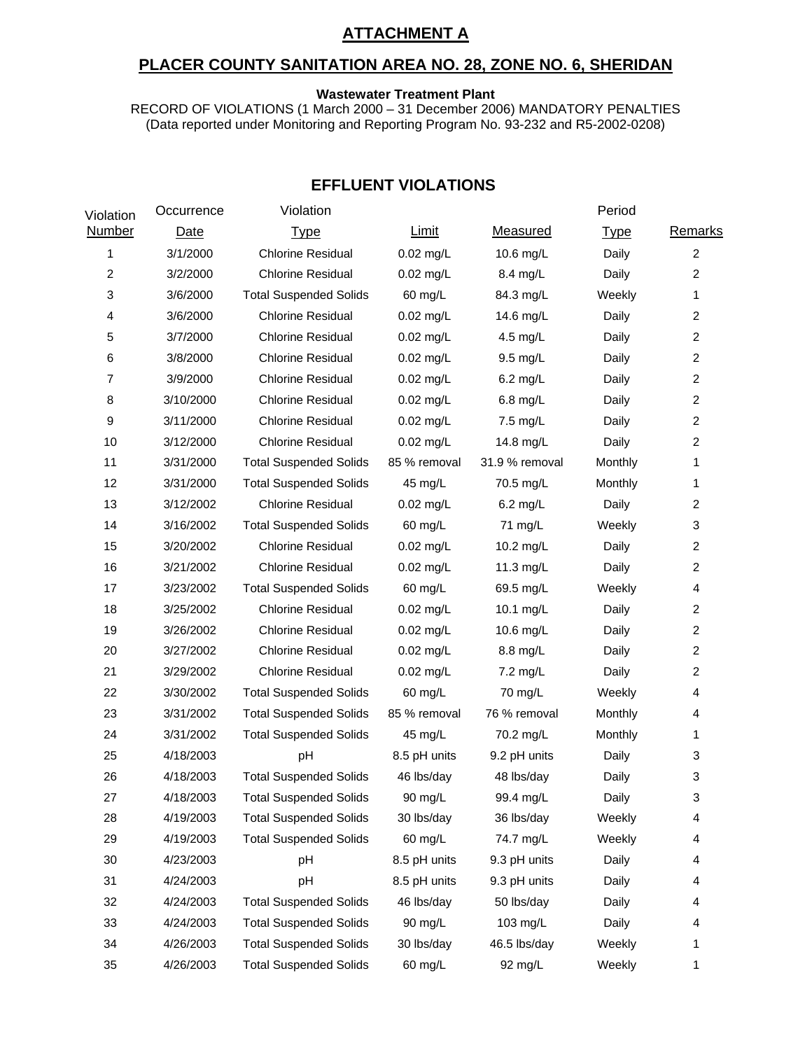# ATTACHMENT A

## PLACER COUNTY SANITATION AREA NO. 28, ZONE NO. 6, SHERIDAN

**Wastewater Treatment Plant**

RECORD OF VIOLATIONS (1 March 2000 – 31 December 2006) MANDATORY PENALTIES
(Data reported under Monitoring and Reporting Program No. 93-232 and R5-2002-0208)

### EFFLUENT VIOLATIONS

| Violation Number | Occurrence Date | Violation Type | Limit | Measured | Period Type | Remarks |
|---|---|---|---|---|---|---|
| 1 | 3/1/2000 | Chlorine Residual | 0.02 mg/L | 10.6 mg/L | Daily | 2 |
| 2 | 3/2/2000 | Chlorine Residual | 0.02 mg/L | 8.4 mg/L | Daily | 2 |
| 3 | 3/6/2000 | Total Suspended Solids | 60 mg/L | 84.3 mg/L | Weekly | 1 |
| 4 | 3/6/2000 | Chlorine Residual | 0.02 mg/L | 14.6 mg/L | Daily | 2 |
| 5 | 3/7/2000 | Chlorine Residual | 0.02 mg/L | 4.5 mg/L | Daily | 2 |
| 6 | 3/8/2000 | Chlorine Residual | 0.02 mg/L | 9.5 mg/L | Daily | 2 |
| 7 | 3/9/2000 | Chlorine Residual | 0.02 mg/L | 6.2 mg/L | Daily | 2 |
| 8 | 3/10/2000 | Chlorine Residual | 0.02 mg/L | 6.8 mg/L | Daily | 2 |
| 9 | 3/11/2000 | Chlorine Residual | 0.02 mg/L | 7.5 mg/L | Daily | 2 |
| 10 | 3/12/2000 | Chlorine Residual | 0.02 mg/L | 14.8 mg/L | Daily | 2 |
| 11 | 3/31/2000 | Total Suspended Solids | 85 % removal | 31.9 % removal | Monthly | 1 |
| 12 | 3/31/2000 | Total Suspended Solids | 45 mg/L | 70.5 mg/L | Monthly | 1 |
| 13 | 3/12/2002 | Chlorine Residual | 0.02 mg/L | 6.2 mg/L | Daily | 2 |
| 14 | 3/16/2002 | Total Suspended Solids | 60 mg/L | 71 mg/L | Weekly | 3 |
| 15 | 3/20/2002 | Chlorine Residual | 0.02 mg/L | 10.2 mg/L | Daily | 2 |
| 16 | 3/21/2002 | Chlorine Residual | 0.02 mg/L | 11.3 mg/L | Daily | 2 |
| 17 | 3/23/2002 | Total Suspended Solids | 60 mg/L | 69.5 mg/L | Weekly | 4 |
| 18 | 3/25/2002 | Chlorine Residual | 0.02 mg/L | 10.1 mg/L | Daily | 2 |
| 19 | 3/26/2002 | Chlorine Residual | 0.02 mg/L | 10.6 mg/L | Daily | 2 |
| 20 | 3/27/2002 | Chlorine Residual | 0.02 mg/L | 8.8 mg/L | Daily | 2 |
| 21 | 3/29/2002 | Chlorine Residual | 0.02 mg/L | 7.2 mg/L | Daily | 2 |
| 22 | 3/30/2002 | Total Suspended Solids | 60 mg/L | 70 mg/L | Weekly | 4 |
| 23 | 3/31/2002 | Total Suspended Solids | 85 % removal | 76 % removal | Monthly | 4 |
| 24 | 3/31/2002 | Total Suspended Solids | 45 mg/L | 70.2 mg/L | Monthly | 1 |
| 25 | 4/18/2003 | pH | 8.5 pH units | 9.2 pH units | Daily | 3 |
| 26 | 4/18/2003 | Total Suspended Solids | 46 lbs/day | 48 lbs/day | Daily | 3 |
| 27 | 4/18/2003 | Total Suspended Solids | 90 mg/L | 99.4 mg/L | Daily | 3 |
| 28 | 4/19/2003 | Total Suspended Solids | 30 lbs/day | 36 lbs/day | Weekly | 4 |
| 29 | 4/19/2003 | Total Suspended Solids | 60 mg/L | 74.7 mg/L | Weekly | 4 |
| 30 | 4/23/2003 | pH | 8.5 pH units | 9.3 pH units | Daily | 4 |
| 31 | 4/24/2003 | pH | 8.5 pH units | 9.3 pH units | Daily | 4 |
| 32 | 4/24/2003 | Total Suspended Solids | 46 lbs/day | 50 lbs/day | Daily | 4 |
| 33 | 4/24/2003 | Total Suspended Solids | 90 mg/L | 103 mg/L | Daily | 4 |
| 34 | 4/26/2003 | Total Suspended Solids | 30 lbs/day | 46.5 lbs/day | Weekly | 1 |
| 35 | 4/26/2003 | Total Suspended Solids | 60 mg/L | 92 mg/L | Weekly | 1 |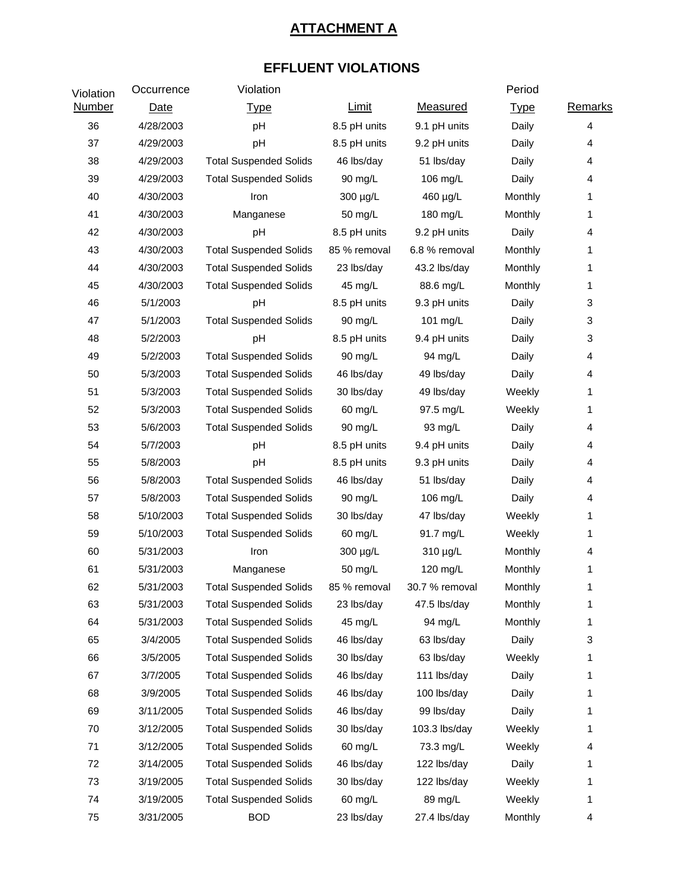## ATTACHMENT A

### EFFLUENT VIOLATIONS

| Violation Number | Occurrence Date | Violation Type | Limit | Measured | Period Type | Remarks |
|---|---|---|---|---|---|---|
| 36 | 4/28/2003 | pH | 8.5 pH units | 9.1 pH units | Daily | 4 |
| 37 | 4/29/2003 | pH | 8.5 pH units | 9.2 pH units | Daily | 4 |
| 38 | 4/29/2003 | Total Suspended Solids | 46 lbs/day | 51 lbs/day | Daily | 4 |
| 39 | 4/29/2003 | Total Suspended Solids | 90 mg/L | 106 mg/L | Daily | 4 |
| 40 | 4/30/2003 | Iron | 300 µg/L | 460 µg/L | Monthly | 1 |
| 41 | 4/30/2003 | Manganese | 50 mg/L | 180 mg/L | Monthly | 1 |
| 42 | 4/30/2003 | pH | 8.5 pH units | 9.2 pH units | Daily | 4 |
| 43 | 4/30/2003 | Total Suspended Solids | 85 % removal | 6.8 % removal | Monthly | 1 |
| 44 | 4/30/2003 | Total Suspended Solids | 23 lbs/day | 43.2 lbs/day | Monthly | 1 |
| 45 | 4/30/2003 | Total Suspended Solids | 45 mg/L | 88.6 mg/L | Monthly | 1 |
| 46 | 5/1/2003 | pH | 8.5 pH units | 9.3 pH units | Daily | 3 |
| 47 | 5/1/2003 | Total Suspended Solids | 90 mg/L | 101 mg/L | Daily | 3 |
| 48 | 5/2/2003 | pH | 8.5 pH units | 9.4 pH units | Daily | 3 |
| 49 | 5/2/2003 | Total Suspended Solids | 90 mg/L | 94 mg/L | Daily | 4 |
| 50 | 5/3/2003 | Total Suspended Solids | 46 lbs/day | 49 lbs/day | Daily | 4 |
| 51 | 5/3/2003 | Total Suspended Solids | 30 lbs/day | 49 lbs/day | Weekly | 1 |
| 52 | 5/3/2003 | Total Suspended Solids | 60 mg/L | 97.5 mg/L | Weekly | 1 |
| 53 | 5/6/2003 | Total Suspended Solids | 90 mg/L | 93 mg/L | Daily | 4 |
| 54 | 5/7/2003 | pH | 8.5 pH units | 9.4 pH units | Daily | 4 |
| 55 | 5/8/2003 | pH | 8.5 pH units | 9.3 pH units | Daily | 4 |
| 56 | 5/8/2003 | Total Suspended Solids | 46 lbs/day | 51 lbs/day | Daily | 4 |
| 57 | 5/8/2003 | Total Suspended Solids | 90 mg/L | 106 mg/L | Daily | 4 |
| 58 | 5/10/2003 | Total Suspended Solids | 30 lbs/day | 47 lbs/day | Weekly | 1 |
| 59 | 5/10/2003 | Total Suspended Solids | 60 mg/L | 91.7 mg/L | Weekly | 1 |
| 60 | 5/31/2003 | Iron | 300 µg/L | 310 µg/L | Monthly | 4 |
| 61 | 5/31/2003 | Manganese | 50 mg/L | 120 mg/L | Monthly | 1 |
| 62 | 5/31/2003 | Total Suspended Solids | 85 % removal | 30.7 % removal | Monthly | 1 |
| 63 | 5/31/2003 | Total Suspended Solids | 23 lbs/day | 47.5 lbs/day | Monthly | 1 |
| 64 | 5/31/2003 | Total Suspended Solids | 45 mg/L | 94 mg/L | Monthly | 1 |
| 65 | 3/4/2005 | Total Suspended Solids | 46 lbs/day | 63 lbs/day | Daily | 3 |
| 66 | 3/5/2005 | Total Suspended Solids | 30 lbs/day | 63 lbs/day | Weekly | 1 |
| 67 | 3/7/2005 | Total Suspended Solids | 46 lbs/day | 111 lbs/day | Daily | 1 |
| 68 | 3/9/2005 | Total Suspended Solids | 46 lbs/day | 100 lbs/day | Daily | 1 |
| 69 | 3/11/2005 | Total Suspended Solids | 46 lbs/day | 99 lbs/day | Daily | 1 |
| 70 | 3/12/2005 | Total Suspended Solids | 30 lbs/day | 103.3 lbs/day | Weekly | 1 |
| 71 | 3/12/2005 | Total Suspended Solids | 60 mg/L | 73.3 mg/L | Weekly | 4 |
| 72 | 3/14/2005 | Total Suspended Solids | 46 lbs/day | 122 lbs/day | Daily | 1 |
| 73 | 3/19/2005 | Total Suspended Solids | 30 lbs/day | 122 lbs/day | Weekly | 1 |
| 74 | 3/19/2005 | Total Suspended Solids | 60 mg/L | 89 mg/L | Weekly | 1 |
| 75 | 3/31/2005 | BOD | 23 lbs/day | 27.4 lbs/day | Monthly | 4 |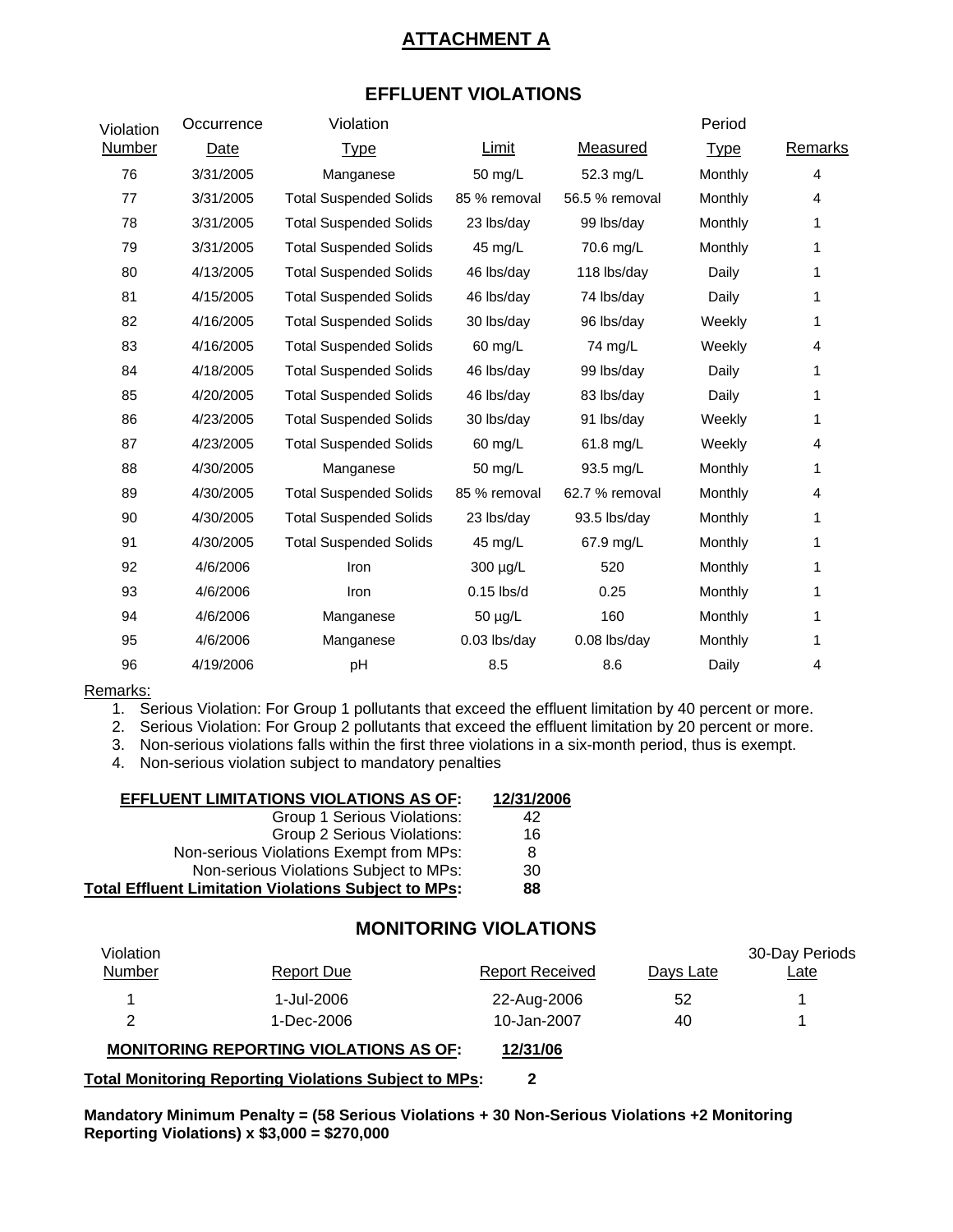# ATTACHMENT A

## EFFLUENT VIOLATIONS

| Violation Number | Occurrence Date | Violation Type | Limit | Measured | Period Type | Remarks |
|---|---|---|---|---|---|---|
| 76 | 3/31/2005 | Manganese | 50 mg/L | 52.3 mg/L | Monthly | 4 |
| 77 | 3/31/2005 | Total Suspended Solids | 85 % removal | 56.5 % removal | Monthly | 4 |
| 78 | 3/31/2005 | Total Suspended Solids | 23 lbs/day | 99 lbs/day | Monthly | 1 |
| 79 | 3/31/2005 | Total Suspended Solids | 45 mg/L | 70.6 mg/L | Monthly | 1 |
| 80 | 4/13/2005 | Total Suspended Solids | 46 lbs/day | 118 lbs/day | Daily | 1 |
| 81 | 4/15/2005 | Total Suspended Solids | 46 lbs/day | 74 lbs/day | Daily | 1 |
| 82 | 4/16/2005 | Total Suspended Solids | 30 lbs/day | 96 lbs/day | Weekly | 1 |
| 83 | 4/16/2005 | Total Suspended Solids | 60 mg/L | 74 mg/L | Weekly | 4 |
| 84 | 4/18/2005 | Total Suspended Solids | 46 lbs/day | 99 lbs/day | Daily | 1 |
| 85 | 4/20/2005 | Total Suspended Solids | 46 lbs/day | 83 lbs/day | Daily | 1 |
| 86 | 4/23/2005 | Total Suspended Solids | 30 lbs/day | 91 lbs/day | Weekly | 1 |
| 87 | 4/23/2005 | Total Suspended Solids | 60 mg/L | 61.8 mg/L | Weekly | 4 |
| 88 | 4/30/2005 | Manganese | 50 mg/L | 93.5 mg/L | Monthly | 1 |
| 89 | 4/30/2005 | Total Suspended Solids | 85 % removal | 62.7 % removal | Monthly | 4 |
| 90 | 4/30/2005 | Total Suspended Solids | 23 lbs/day | 93.5 lbs/day | Monthly | 1 |
| 91 | 4/30/2005 | Total Suspended Solids | 45 mg/L | 67.9 mg/L | Monthly | 1 |
| 92 | 4/6/2006 | Iron | 300 µg/L | 520 | Monthly | 1 |
| 93 | 4/6/2006 | Iron | 0.15 lbs/d | 0.25 | Monthly | 1 |
| 94 | 4/6/2006 | Manganese | 50 µg/L | 160 | Monthly | 1 |
| 95 | 4/6/2006 | Manganese | 0.03 lbs/day | 0.08 lbs/day | Monthly | 1 |
| 96 | 4/19/2006 | pH | 8.5 | 8.6 | Daily | 4 |

Remarks:

1. Serious Violation: For Group 1 pollutants that exceed the effluent limitation by 40 percent or more.
2. Serious Violation: For Group 2 pollutants that exceed the effluent limitation by 20 percent or more.
3. Non-serious violations falls within the first three violations in a six-month period, thus is exempt.
4. Non-serious violation subject to mandatory penalties

| EFFLUENT LIMITATIONS VIOLATIONS AS OF: | 12/31/2006 |
|---|---|
| Group 1 Serious Violations: | 42 |
| Group 2 Serious Violations: | 16 |
| Non-serious Violations Exempt from MPs: | 8 |
| Non-serious Violations Subject to MPs: | 30 |
| **Total Effluent Limitation Violations Subject to MPs:** | **88** |

## MONITORING VIOLATIONS

| Violation Number | Report Due | Report Received | Days Late | 30-Day Periods Late |
|---|---|---|---|---|
| 1 | 1-Jul-2006 | 22-Aug-2006 | 52 | 1 |
| 2 | 1-Dec-2006 | 10-Jan-2007 | 40 | 1 |

**MONITORING REPORTING VIOLATIONS AS OF:** **12/31/06**

**Total Monitoring Reporting Violations Subject to MPs:** **2**

**Mandatory Minimum Penalty = (58 Serious Violations + 30 Non-Serious Violations +2 Monitoring Reporting Violations) x $3,000 = $270,000**